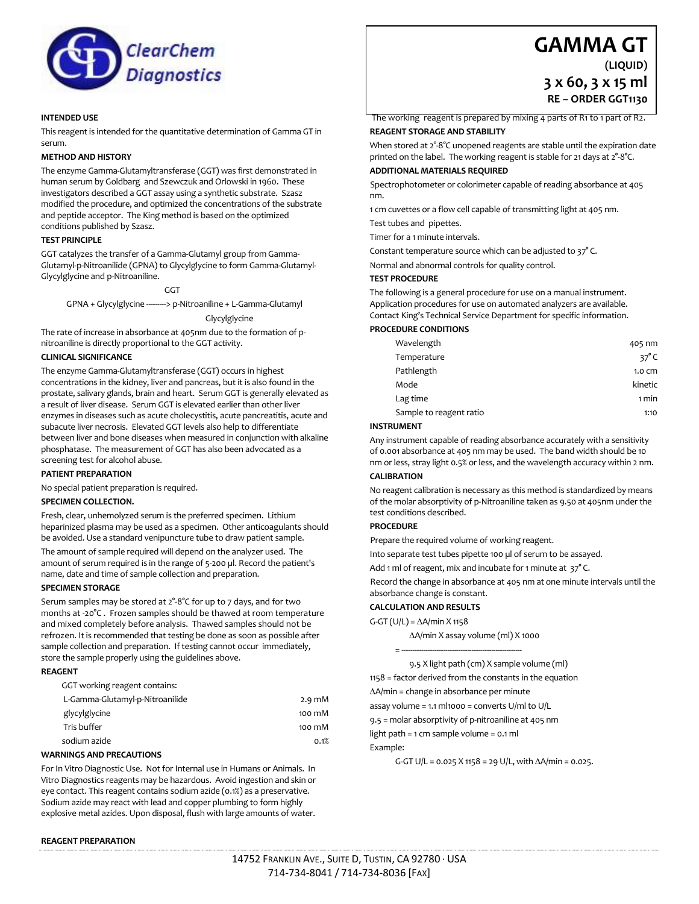ClearChem Diagnostics

# GAMMA GT

**(LIQUID)**

**3 x 60, 3 x 15 ml**

**RE – ORDER GGT1130**

### INTENDED USE

This reagent is intended for the quantitative determination of Gamma GT in serum.

### METHOD AND HISTORY

The enzyme Gamma-Glutamyltransferase (GGT) was first demonstrated in human serum by Goldbarg and Szewczuk and Orlowski in 1960. These investigators described a GGT assay using a synthetic substrate. Szasz modified the procedure, and optimized the concentrations of the substrate and peptide acceptor. The King method is based on the optimized conditions published by Szasz.

### TEST PRINCIPLE

GGT catalyzes the transfer of a Gamma-Glutamyl group from Gamma-Glutamyl-p-Nitroanilide (GPNA) to Glycylglycine to form Gamma-Glutamyl-Glycylglycine and p-Nitroaniline.

GGT

GPNA + Glycylglycine --------> p-Nitroaniline + L-Gamma-Glutamyl Glycylglycine

The rate of increase in absorbance at 405nm due to the formation of p-nitroaniline is directly proportional to the GGT activity.

### CLINICAL SIGNIFICANCE

The enzyme Gamma-Glutamyltransferase (GGT) occurs in highest concentrations in the kidney, liver and pancreas, but it is also found in the prostate, salivary glands, brain and heart. Serum GGT is generally elevated as a result of liver disease. Serum GGT is elevated earlier than other liver enzymes in diseases such as acute cholecystitis, acute pancreatitis, acute and subacute liver necrosis. Elevated GGT levels also help to differentiate between liver and bone diseases when measured in conjunction with alkaline phosphatase. The measurement of GGT has also been advocated as a screening test for alcohol abuse.

### PATIENT PREPARATION

No special patient preparation is required.

### SPECIMEN COLLECTION.

Fresh, clear, unhemolyzed serum is the preferred specimen. Lithium heparinized plasma may be used as a specimen. Other anticoagulants should be avoided. Use a standard venipuncture tube to draw patient sample.

The amount of sample required will depend on the analyzer used. The amount of serum required is in the range of 5-200 µl. Record the patient's name, date and time of sample collection and preparation.

### SPECIMEN STORAGE

Serum samples may be stored at 2°-8°C for up to 7 days, and for two months at -20°C . Frozen samples should be thawed at room temperature and mixed completely before analysis. Thawed samples should not be refrozen. It is recommended that testing be done as soon as possible after sample collection and preparation. If testing cannot occur immediately, store the sample properly using the guidelines above.

### REAGENT

GGT working reagent contains:

| | |
|---|---|
| L-Gamma-Glutamyl-p-Nitroanilide | 2.9 mM |
| glycylglycine | 100 mM |
| Tris buffer | 100 mM |
| sodium azide | 0.1% |

### WARNINGS AND PRECAUTIONS

For In Vitro Diagnostic Use. Not for Internal use in Humans or Animals. In Vitro Diagnostics reagents may be hazardous. Avoid ingestion and skin or eye contact. This reagent contains sodium azide (0.1%) as a preservative. Sodium azide may react with lead and copper plumbing to form highly explosive metal azides. Upon disposal, flush with large amounts of water.

### REAGENT PREPARATION

The working reagent is prepared by mixing 4 parts of R1 to 1 part of R2.

### REAGENT STORAGE AND STABILITY

When stored at 2°-8°C unopened reagents are stable until the expiration date printed on the label. The working reagent is stable for 21 days at 2°-8°C.

### ADDITIONAL MATERIALS REQUIRED

Spectrophotometer or colorimeter capable of reading absorbance at 405 nm.

1 cm cuvettes or a flow cell capable of transmitting light at 405 nm.

Test tubes and pipettes.

Timer for a 1 minute intervals.

Constant temperature source which can be adjusted to 37° C.

Normal and abnormal controls for quality control.

### TEST PROCEDURE

The following is a general procedure for use on a manual instrument. Application procedures for use on automated analyzers are available. Contact King's Technical Service Department for specific information.

### PROCEDURE CONDITIONS

| | |
|---|---|
| Wavelength | 405 nm |
| Temperature | 37° C |
| Pathlength | 1.0 cm |
| Mode | kinetic |
| Lag time | 1 min |
| Sample to reagent ratio | 1:10 |

### INSTRUMENT

Any instrument capable of reading absorbance accurately with a sensitivity of 0.001 absorbance at 405 nm may be used. The band width should be 10 nm or less, stray light 0.5% or less, and the wavelength accuracy within 2 nm.

### CALIBRATION

No reagent calibration is necessary as this method is standardized by means of the molar absorptivity of p-Nitroaniline taken as 9.50 at 405nm under the test conditions described.

### PROCEDURE

Prepare the required volume of working reagent.

Into separate test tubes pipette 100 µl of serum to be assayed.

Add 1 ml of reagent, mix and incubate for 1 minute at 37° C.

Record the change in absorbance at 405 nm at one minute intervals until the absorbance change is constant.

### CALCULATION AND RESULTS

$$\text{G-GT (U/L)} = \Delta A/\text{min} \times 1158$$

$$= \frac{\Delta A/\text{min} \times \text{assay volume (ml)} \times 1000}{9.5 \times \text{light path (cm)} \times \text{sample volume (ml)}}$$

1158 = factor derived from the constants in the equation

ΔA/min = change in absorbance per minute

assay volume = 1.1 ml1000 = converts U/ml to U/L

9.5 = molar absorptivity of p-nitroaniline at 405 nm

light path = 1 cm sample volume = 0.1 ml

Example:

G-GT U/L = 0.025 X 1158 = 29 U/L, with ΔA/min = 0.025.

14752 Franklin Ave., Suite D, Tustin, CA 92780 · USA
714-734-8041 / 714-734-8036 [Fax]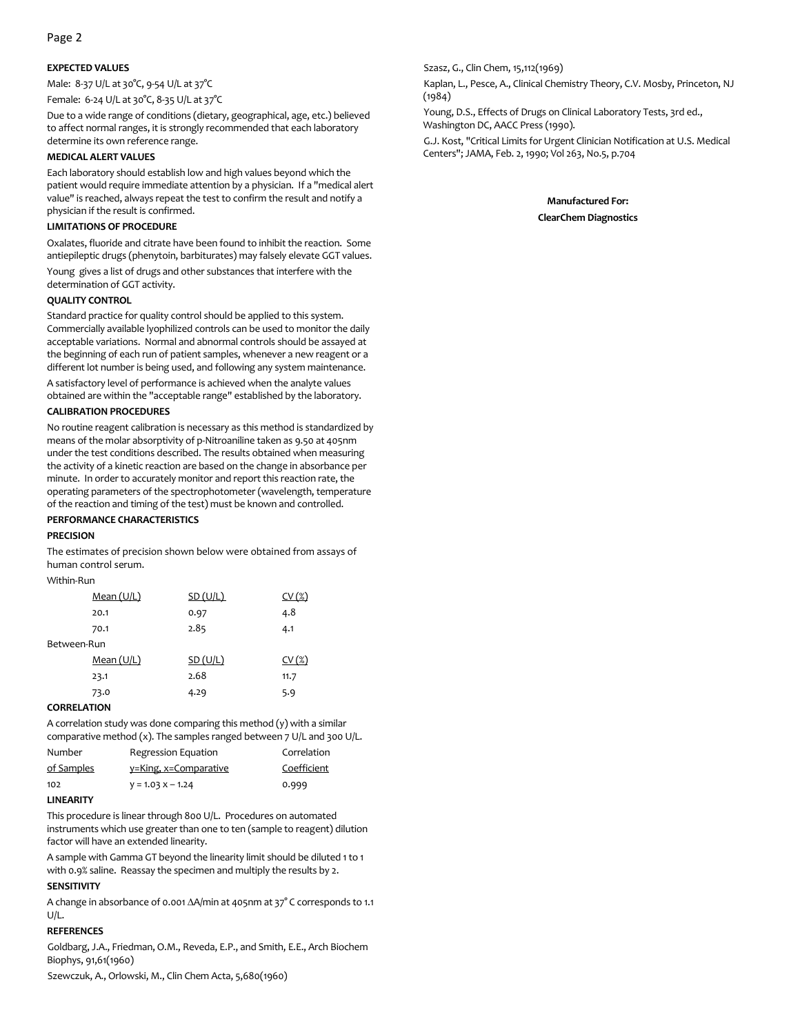## EXPECTED VALUES

Male: 8-37 U/L at 30°C, 9-54 U/L at 37°C

Female: 6-24 U/L at 30°C, 8-35 U/L at 37°C

Due to a wide range of conditions (dietary, geographical, age, etc.) believed to affect normal ranges, it is strongly recommended that each laboratory determine its own reference range.

## MEDICAL ALERT VALUES

Each laboratory should establish low and high values beyond which the patient would require immediate attention by a physician. If a "medical alert value" is reached, always repeat the test to confirm the result and notify a physician if the result is confirmed.

## LIMITATIONS OF PROCEDURE

Oxalates, fluoride and citrate have been found to inhibit the reaction. Some antiepileptic drugs (phenytoin, barbiturates) may falsely elevate GGT values.

Young gives a list of drugs and other substances that interfere with the determination of GGT activity.

## QUALITY CONTROL

Standard practice for quality control should be applied to this system. Commercially available lyophilized controls can be used to monitor the daily acceptable variations. Normal and abnormal controls should be assayed at the beginning of each run of patient samples, whenever a new reagent or a different lot number is being used, and following any system maintenance.

A satisfactory level of performance is achieved when the analyte values obtained are within the "acceptable range" established by the laboratory.

## CALIBRATION PROCEDURES

No routine reagent calibration is necessary as this method is standardized by means of the molar absorptivity of p-Nitroaniline taken as 9.50 at 405nm under the test conditions described. The results obtained when measuring the activity of a kinetic reaction are based on the change in absorbance per minute. In order to accurately monitor and report this reaction rate, the operating parameters of the spectrophotometer (wavelength, temperature of the reaction and timing of the test) must be known and controlled.

## PERFORMANCE CHARACTERISTICS

### PRECISION

The estimates of precision shown below were obtained from assays of human control serum.

Within-Run

| Mean (U/L) | SD (U/L) | CV (%) |
|---|---|---|
| 20.1 | 0.97 | 4.8 |
| 70.1 | 2.85 | 4.1 |

Between-Run

| Mean (U/L) | SD (U/L) | CV (%) |
|---|---|---|
| 23.1 | 2.68 | 11.7 |
| 73.0 | 4.29 | 5.9 |

### CORRELATION

A correlation study was done comparing this method (y) with a similar comparative method (x). The samples ranged between 7 U/L and 300 U/L.

| Number of Samples | Regression Equation y=King, x=Comparative | Correlation Coefficient |
|---|---|---|
| 102 | $y = 1.03x - 1.24$ | 0.999 |

### LINEARITY

This procedure is linear through 800 U/L. Procedures on automated instruments which use greater than one to ten (sample to reagent) dilution factor will have an extended linearity.

A sample with Gamma GT beyond the linearity limit should be diluted 1 to 1 with 0.9% saline. Reassay the specimen and multiply the results by 2.

### SENSITIVITY

A change in absorbance of 0.001 $\Delta$A/min at 405nm at 37° C corresponds to 1.1 U/L.

## REFERENCES

Goldbarg, J.A., Friedman, O.M., Reveda, E.P., and Smith, E.E., Arch Biochem Biophys, 91,61(1960)

Szewczuk, A., Orlowski, M., Clin Chem Acta, 5,680(1960)

Szasz, G., Clin Chem, 15,112(1969)

Kaplan, L., Pesce, A., Clinical Chemistry Theory, C.V. Mosby, Princeton, NJ (1984)

Young, D.S., Effects of Drugs on Clinical Laboratory Tests, 3rd ed., Washington DC, AACC Press (1990).

G.J. Kost, "Critical Limits for Urgent Clinician Notification at U.S. Medical Centers"; JAMA, Feb. 2, 1990; Vol 263, No.5, p.704

**Manufactured For:**

**ClearChem Diagnostics**